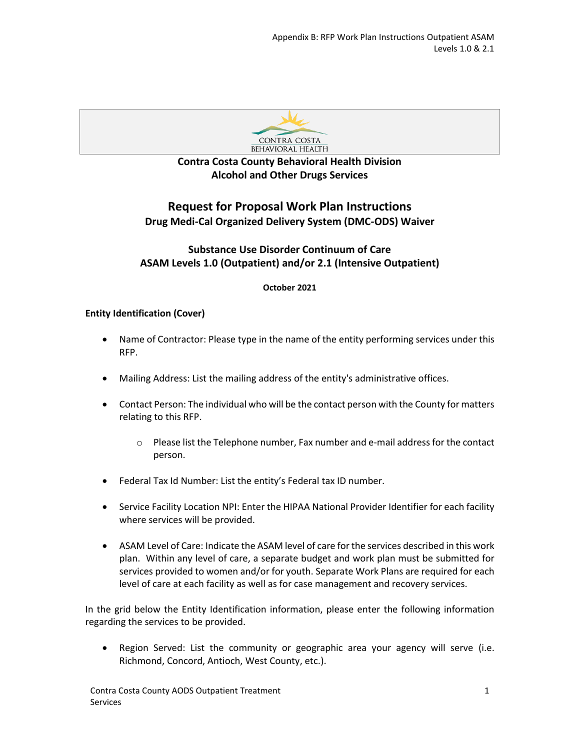**Contra Costa County Behavioral Health Division**
**Alcohol and Other Drugs Services**

# Request for Proposal Work Plan Instructions

## Drug Medi-Cal Organized Delivery System (DMC-ODS) Waiver

## Substance Use Disorder Continuum of Care
## ASAM Levels 1.0 (Outpatient) and/or 2.1 (Intensive Outpatient)

**October 2021**

### Entity Identification (Cover)

- Name of Contractor: Please type in the name of the entity performing services under this RFP.
- Mailing Address: List the mailing address of the entity's administrative offices.
- Contact Person: The individual who will be the contact person with the County for matters relating to this RFP.
    - Please list the Telephone number, Fax number and e-mail address for the contact person.
- Federal Tax Id Number: List the entity's Federal tax ID number.
- Service Facility Location NPI: Enter the HIPAA National Provider Identifier for each facility where services will be provided.
- ASAM Level of Care: Indicate the ASAM level of care for the services described in this work plan. Within any level of care, a separate budget and work plan must be submitted for services provided to women and/or for youth. Separate Work Plans are required for each level of care at each facility as well as for case management and recovery services.

In the grid below the Entity Identification information, please enter the following information regarding the services to be provided.

- Region Served: List the community or geographic area your agency will serve (i.e. Richmond, Concord, Antioch, West County, etc.).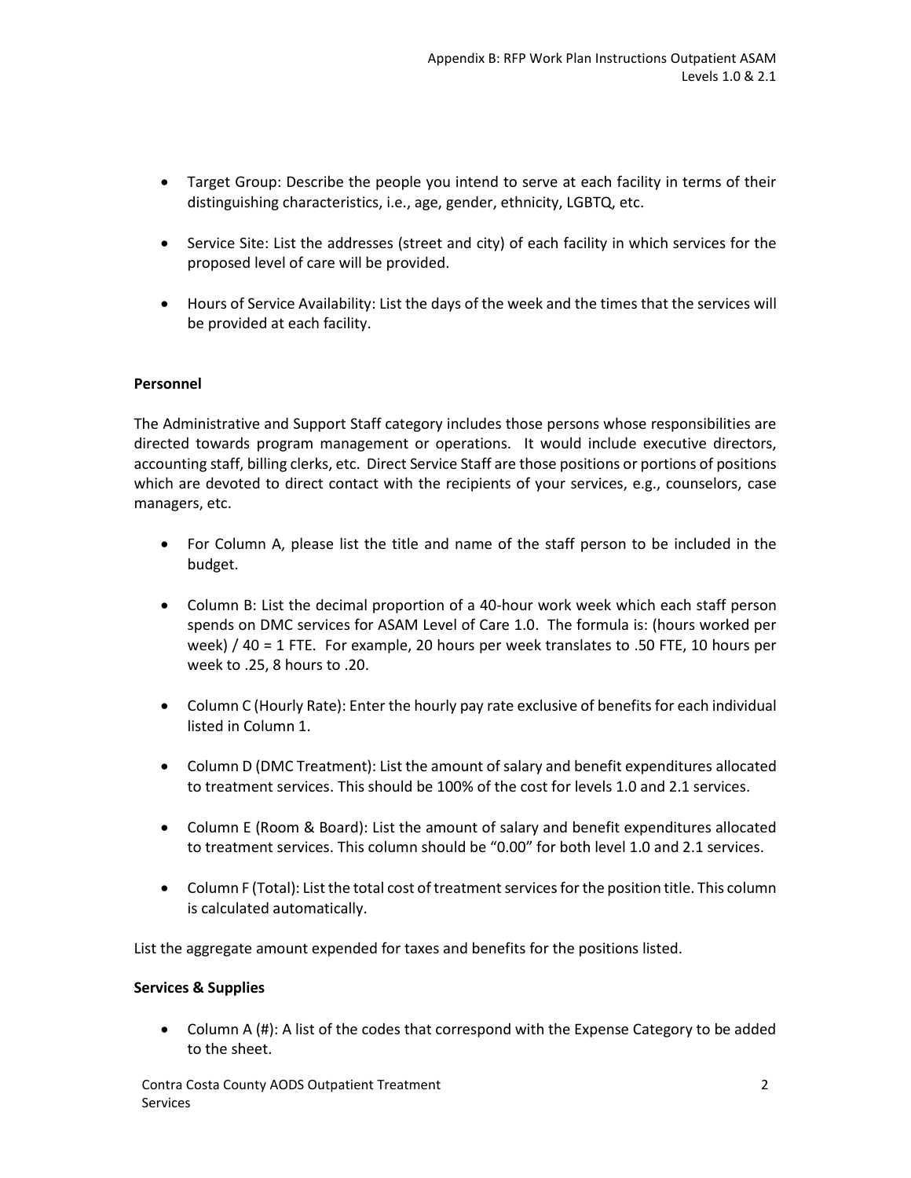- Target Group: Describe the people you intend to serve at each facility in terms of their distinguishing characteristics, i.e., age, gender, ethnicity, LGBTQ, etc.

- Service Site: List the addresses (street and city) of each facility in which services for the proposed level of care will be provided.

- Hours of Service Availability: List the days of the week and the times that the services will be provided at each facility.

**Personnel**

The Administrative and Support Staff category includes those persons whose responsibilities are directed towards program management or operations. It would include executive directors, accounting staff, billing clerks, etc. Direct Service Staff are those positions or portions of positions which are devoted to direct contact with the recipients of your services, e.g., counselors, case managers, etc.

- For Column A, please list the title and name of the staff person to be included in the budget.

- Column B: List the decimal proportion of a 40-hour work week which each staff person spends on DMC services for ASAM Level of Care 1.0. The formula is: (hours worked per week) / 40 = 1 FTE. For example, 20 hours per week translates to .50 FTE, 10 hours per week to .25, 8 hours to .20.

- Column C (Hourly Rate): Enter the hourly pay rate exclusive of benefits for each individual listed in Column 1.

- Column D (DMC Treatment): List the amount of salary and benefit expenditures allocated to treatment services. This should be 100% of the cost for levels 1.0 and 2.1 services.

- Column E (Room & Board): List the amount of salary and benefit expenditures allocated to treatment services. This column should be "0.00" for both level 1.0 and 2.1 services.

- Column F (Total): List the total cost of treatment services for the position title. This column is calculated automatically.

List the aggregate amount expended for taxes and benefits for the positions listed.

**Services & Supplies**

- Column A (#): A list of the codes that correspond with the Expense Category to be added to the sheet.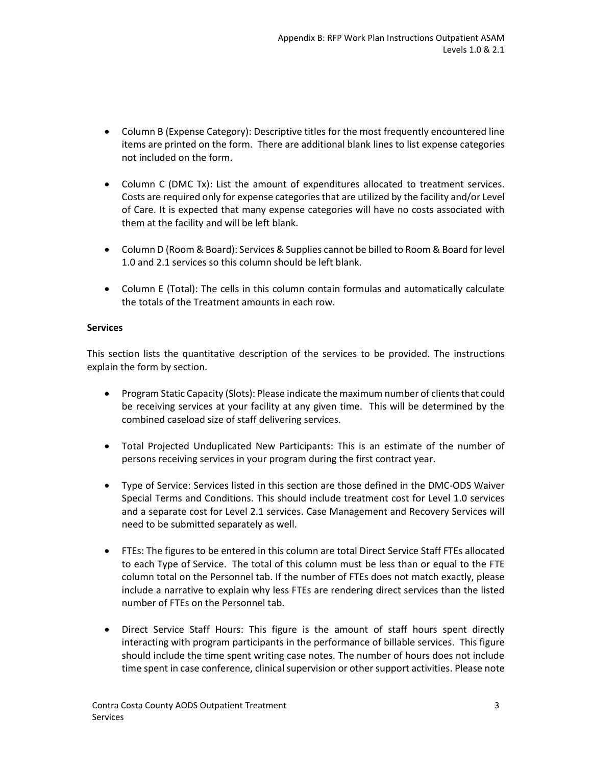- Column B (Expense Category): Descriptive titles for the most frequently encountered line items are printed on the form. There are additional blank lines to list expense categories not included on the form.
- Column C (DMC Tx): List the amount of expenditures allocated to treatment services. Costs are required only for expense categories that are utilized by the facility and/or Level of Care. It is expected that many expense categories will have no costs associated with them at the facility and will be left blank.
- Column D (Room & Board): Services & Supplies cannot be billed to Room & Board for level 1.0 and 2.1 services so this column should be left blank.
- Column E (Total): The cells in this column contain formulas and automatically calculate the totals of the Treatment amounts in each row.

**Services**

This section lists the quantitative description of the services to be provided. The instructions explain the form by section.

- Program Static Capacity (Slots): Please indicate the maximum number of clients that could be receiving services at your facility at any given time. This will be determined by the combined caseload size of staff delivering services.
- Total Projected Unduplicated New Participants: This is an estimate of the number of persons receiving services in your program during the first contract year.
- Type of Service: Services listed in this section are those defined in the DMC-ODS Waiver Special Terms and Conditions. This should include treatment cost for Level 1.0 services and a separate cost for Level 2.1 services. Case Management and Recovery Services will need to be submitted separately as well.
- FTEs: The figures to be entered in this column are total Direct Service Staff FTEs allocated to each Type of Service. The total of this column must be less than or equal to the FTE column total on the Personnel tab. If the number of FTEs does not match exactly, please include a narrative to explain why less FTEs are rendering direct services than the listed number of FTEs on the Personnel tab.
- Direct Service Staff Hours: This figure is the amount of staff hours spent directly interacting with program participants in the performance of billable services. This figure should include the time spent writing case notes. The number of hours does not include time spent in case conference, clinical supervision or other support activities. Please note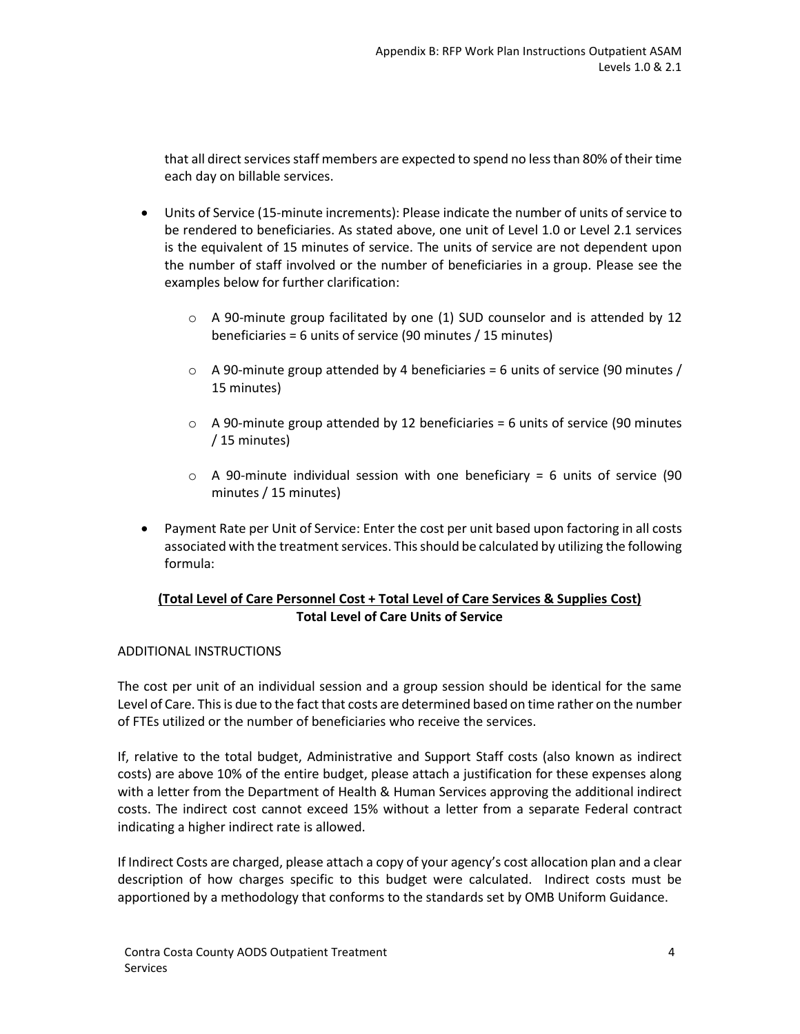that all direct services staff members are expected to spend no less than 80% of their time each day on billable services.

- Units of Service (15-minute increments): Please indicate the number of units of service to be rendered to beneficiaries. As stated above, one unit of Level 1.0 or Level 2.1 services is the equivalent of 15 minutes of service. The units of service are not dependent upon the number of staff involved or the number of beneficiaries in a group. Please see the examples below for further clarification:
  - A 90-minute group facilitated by one (1) SUD counselor and is attended by 12 beneficiaries = 6 units of service (90 minutes / 15 minutes)
  - A 90-minute group attended by 4 beneficiaries = 6 units of service (90 minutes / 15 minutes)
  - A 90-minute group attended by 12 beneficiaries = 6 units of service (90 minutes / 15 minutes)
  - A 90-minute individual session with one beneficiary = 6 units of service (90 minutes / 15 minutes)
- Payment Rate per Unit of Service: Enter the cost per unit based upon factoring in all costs associated with the treatment services. This should be calculated by utilizing the following formula:

$$\frac{\text{Total Level of Care Personnel Cost + Total Level of Care Services \& Supplies Cost}}{\text{Total Level of Care Units of Service}}$$

ADDITIONAL INSTRUCTIONS

The cost per unit of an individual session and a group session should be identical for the same Level of Care. This is due to the fact that costs are determined based on time rather on the number of FTEs utilized or the number of beneficiaries who receive the services.

If, relative to the total budget, Administrative and Support Staff costs (also known as indirect costs) are above 10% of the entire budget, please attach a justification for these expenses along with a letter from the Department of Health & Human Services approving the additional indirect costs. The indirect cost cannot exceed 15% without a letter from a separate Federal contract indicating a higher indirect rate is allowed.

If Indirect Costs are charged, please attach a copy of your agency's cost allocation plan and a clear description of how charges specific to this budget were calculated. Indirect costs must be apportioned by a methodology that conforms to the standards set by OMB Uniform Guidance.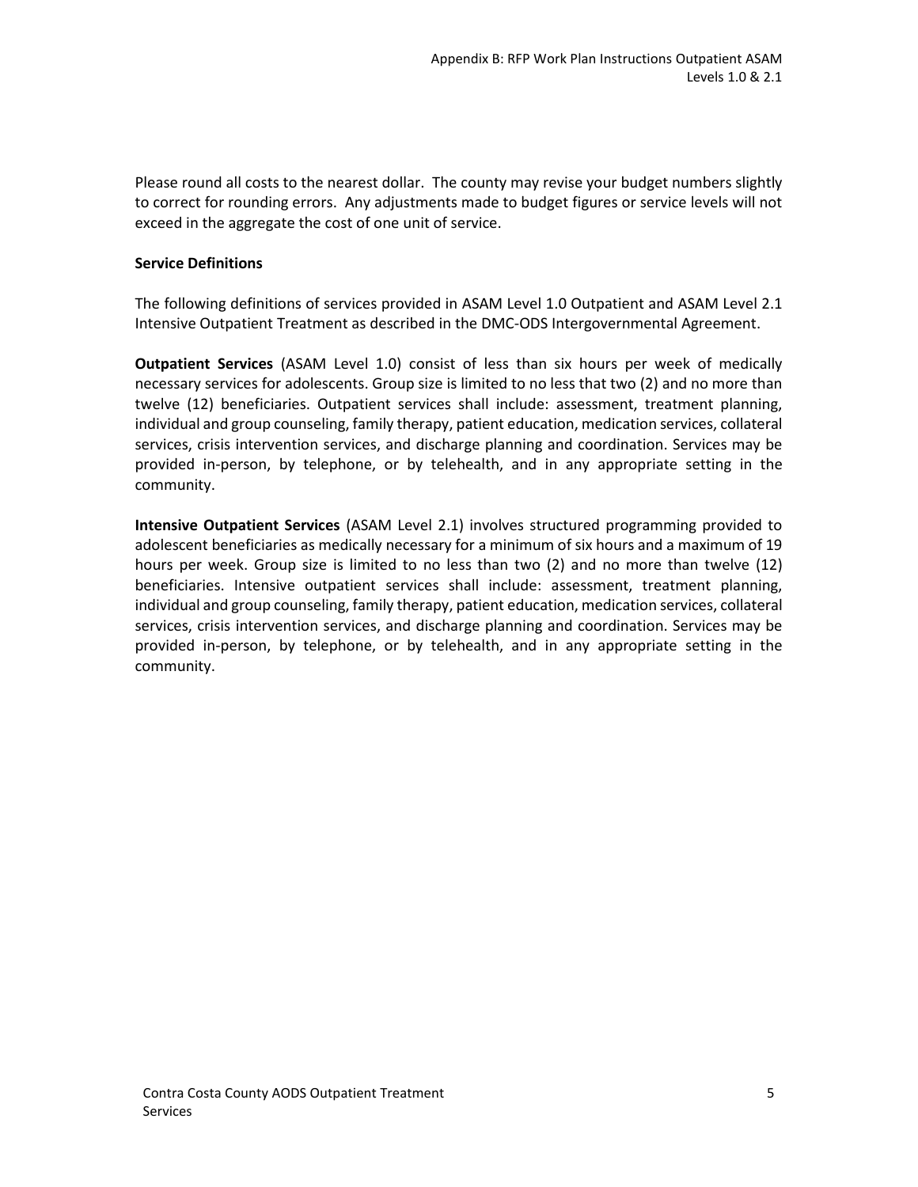Please round all costs to the nearest dollar. The county may revise your budget numbers slightly to correct for rounding errors. Any adjustments made to budget figures or service levels will not exceed in the aggregate the cost of one unit of service.

**Service Definitions**

The following definitions of services provided in ASAM Level 1.0 Outpatient and ASAM Level 2.1 Intensive Outpatient Treatment as described in the DMC-ODS Intergovernmental Agreement.

**Outpatient Services** (ASAM Level 1.0) consist of less than six hours per week of medically necessary services for adolescents. Group size is limited to no less that two (2) and no more than twelve (12) beneficiaries. Outpatient services shall include: assessment, treatment planning, individual and group counseling, family therapy, patient education, medication services, collateral services, crisis intervention services, and discharge planning and coordination. Services may be provided in-person, by telephone, or by telehealth, and in any appropriate setting in the community.

**Intensive Outpatient Services** (ASAM Level 2.1) involves structured programming provided to adolescent beneficiaries as medically necessary for a minimum of six hours and a maximum of 19 hours per week. Group size is limited to no less than two (2) and no more than twelve (12) beneficiaries. Intensive outpatient services shall include: assessment, treatment planning, individual and group counseling, family therapy, patient education, medication services, collateral services, crisis intervention services, and discharge planning and coordination. Services may be provided in-person, by telephone, or by telehealth, and in any appropriate setting in the community.